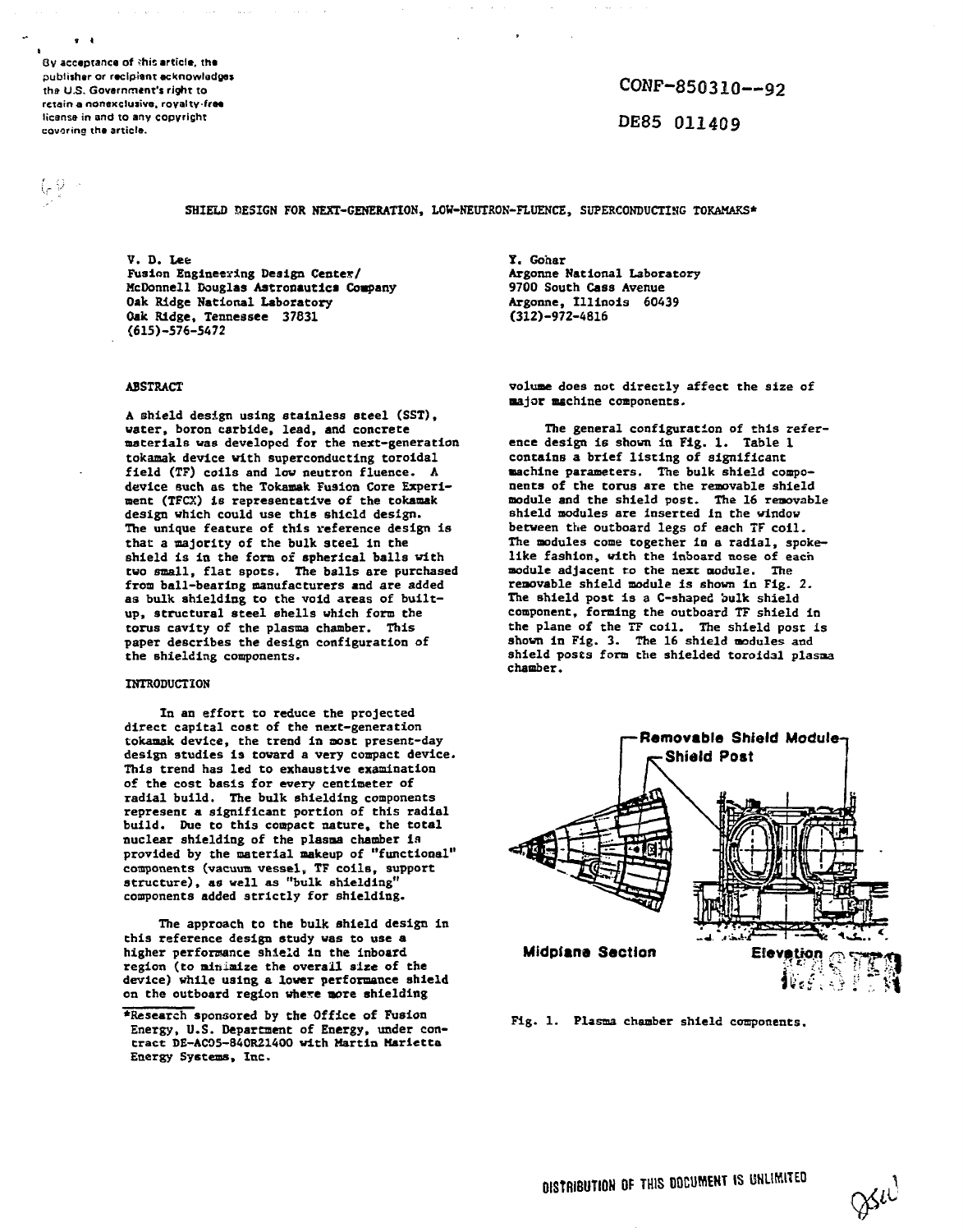By acceptance of this article, the publisher or recipient acknowledges the U.S. Government's right to retain a nonexclusive, royalty-free license in and to any copyright covering the article.

CONF-850310--92

DE85 011409

# SHIELD DESIGN FOR NEXT-GENERATION, LOW-NEUTRON-FLUENCE, SUPERCONDUCTING TOKAMAKS*

V. D. Lee
Fusion Engineering Design Center/
McDonnell Douglas Astronautics Company
Oak Ridge National Laboratory
Oak Ridge, Tennessee 37831
(615)-576-5472

Y. Gohar
Argonne National Laboratory
9700 South Cass Avenue
Argonne, Illinois 60439
(312)-972-4816

## ABSTRACT

A shield design using stainless steel (SST), water, boron carbide, lead, and concrete materials was developed for the next-generation tokamak device with superconducting toroidal field (TF) coils and low neutron fluence. A device such as the Tokamak Fusion Core Experiment (TFCX) is representative of the tokamak design which could use this shield design. The unique feature of this reference design is that a majority of the bulk steel in the shield is in the form of spherical balls with two small, flat spots. The balls are purchased from ball-bearing manufacturers and are added as bulk shielding to the void areas of built-up, structural steel shells which form the torus cavity of the plasma chamber. This paper describes the design configuration of the shielding components.

## INTRODUCTION

In an effort to reduce the projected direct capital cost of the next-generation tokamak device, the trend in most present-day design studies is toward a very compact device. This trend has led to exhaustive examination of the cost basis for every centimeter of radial build. The bulk shielding components represent a significant portion of this radial build. Due to this compact nature, the total nuclear shielding of the plasma chamber is provided by the material makeup of "functional" components (vacuum vessel, TF coils, support structure), as well as "bulk shielding" components added strictly for shielding.

The approach to the bulk shield design in this reference design study was to use a higher performance shield in the inboard region (to minimize the overall size of the device) while using a lower performance shield on the outboard region where more shielding volume does not directly affect the size of major machine components.

The general configuration of this reference design is shown in Fig. 1. Table 1 contains a brief listing of significant machine parameters. The bulk shield components of the torus are the removable shield module and the shield post. The 16 removable shield modules are inserted in the window between the outboard legs of each TF coil. The modules come together in a radial, spoke-like fashion, with the inboard nose of each module adjacent to the next module. The removable shield module is shown in Fig. 2. The shield post is a C-shaped bulk shield component, forming the outboard TF shield in the plane of the TF coil. The shield post is shown in Fig. 3. The 16 shield modules and shield posts form the shielded toroidal plasma chamber.

Removable Shield Module

Shield Post

Midplane Section

Elevation

Fig. 1. Plasma chamber shield components.

*Research sponsored by the Office of Fusion Energy, U.S. Department of Energy, under contract DE-AC05-84OR21400 with Martin Marietta Energy Systems, Inc.

DISTRIBUTION OF THIS DOCUMENT IS UNLIMITED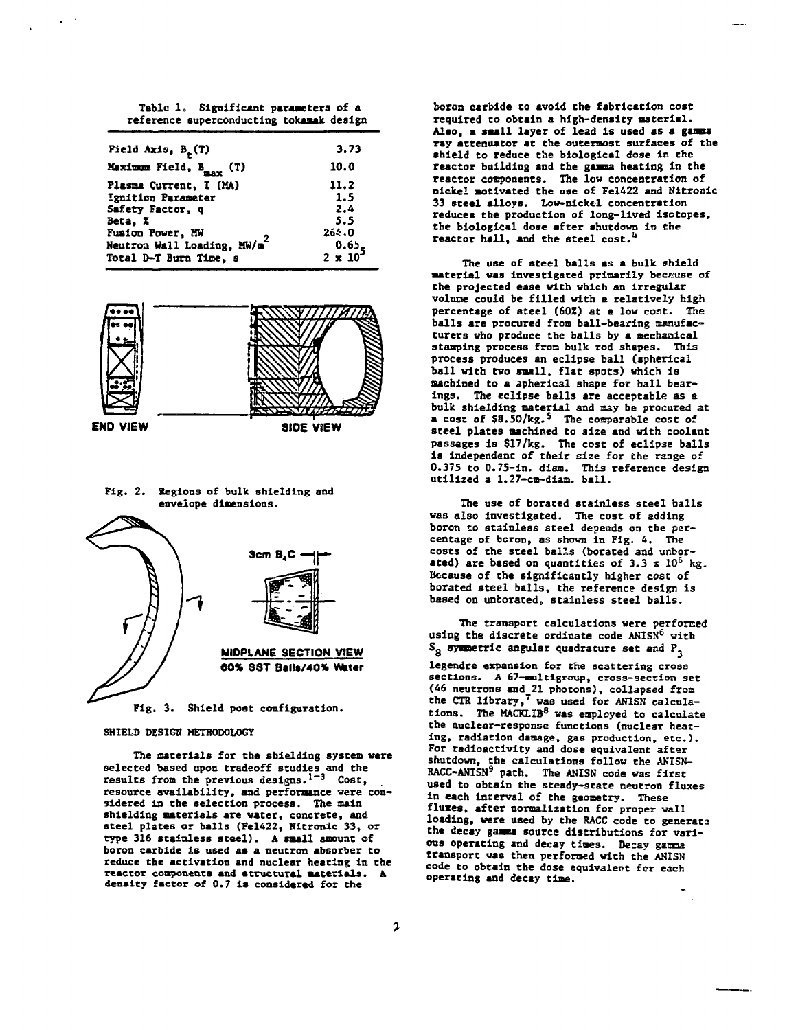Table 1. Significant parameters of a reference superconducting tokamak design

| | |
|---|---|
| Field Axis, $B_t$ (T) | 3.73 |
| Maximum Field, $B_{max}$ (T) | 10.0 |
| Plasma Current, I (MA) | 11.2 |
| Ignition Parameter | 1.5 |
| Safety Factor, q | 2.4 |
| Beta, % | 5.5 |
| Fusion Power, MW | 264.0 |
| Neutron Wall Loading, MW/$m^2$ | 0.65 |
| Total D-T Burn Time, s | $2 \times 10^5$ |

END VIEW SIDE VIEW

Fig. 2. Regions of bulk shielding and envelope dimensions.

3cm $B_4C$

MIDPLANE SECTION VIEW
60% SST Balls/40% Water

Fig. 3. Shield post configuration.

## SHIELD DESIGN METHODOLOGY

The materials for the shielding system were selected based upon tradeoff studies and the results from the previous designs.[1-3] Cost, resource availability, and performance were considered in the selection process. The main shielding materials are water, concrete, and steel plates or balls (Fe1422, Nitronic 33, or type 316 stainless steel). A small amount of boron carbide is used as a neutron absorber to reduce the activation and nuclear heating in the reactor components and structural materials. A density factor of 0.7 is considered for the boron carbide to avoid the fabrication cost required to obtain a high-density material. Also, a small layer of lead is used as a gamma ray attenuator at the outermost surfaces of the shield to reduce the biological dose in the reactor building and the gamma heating in the reactor components. The low concentration of nickel motivated the use of Fe1422 and Nitronic 33 steel alloys. Low-nickel concentration reduces the production of long-lived isotopes, the biological dose after shutdown in the reactor hall, and the steel cost.[4]

The use of steel balls as a bulk shield material was investigated primarily because of the projected ease with which an irregular volume could be filled with a relatively high percentage of steel (60%) at a low cost. The balls are procured from ball-bearing manufacturers who produce the balls by a mechanical stamping process from bulk rod shapes. This process produces an eclipse ball (spherical ball with two small, flat spots) which is machined to a spherical shape for ball bearings. The eclipse balls are acceptable as a bulk shielding material and may be procured at a cost of \$8.50/kg.[5] The comparable cost of steel plates machined to size and with coolant passages is \$17/kg. The cost of eclipse balls is independent of their size for the range of 0.375 to 0.75-in. diam. This reference design utilized a 1.27-cm-diam. ball.

The use of borated stainless steel balls was also investigated. The cost of adding boron to stainless steel depends on the percentage of boron, as shown in Fig. 4. The costs of the steel balls (borated and unborated) are based on quantities of $3.3 \times 10^6$ kg. Because of the significantly higher cost of borated steel balls, the reference design is based on unborated, stainless steel balls.

The transport calculations were performed using the discrete ordinate code ANISN[6] with $S_8$ symmetric angular quadrature set and $P_3$ legendre expansion for the scattering cross sections. A 67-multigroup, cross-section set (46 neutrons and 21 photons), collapsed from the CTR library,[7] was used for ANISN calculations. The MACKLIB[8] was employed to calculate the nuclear-response functions (nuclear heating, radiation damage, gas production, etc.). For radioactivity and dose equivalent after shutdown, the calculations follow the ANISN-RACC-ANISN[9] path. The ANISN code was first used to obtain the steady-state neutron fluxes in each interval of the geometry. These fluxes, after normalization for proper wall loading, were used by the RACC code to generate the decay gamma source distributions for various operating and decay times. Decay gamma transport was then performed with the ANISN code to obtain the dose equivalent for each operating and decay time.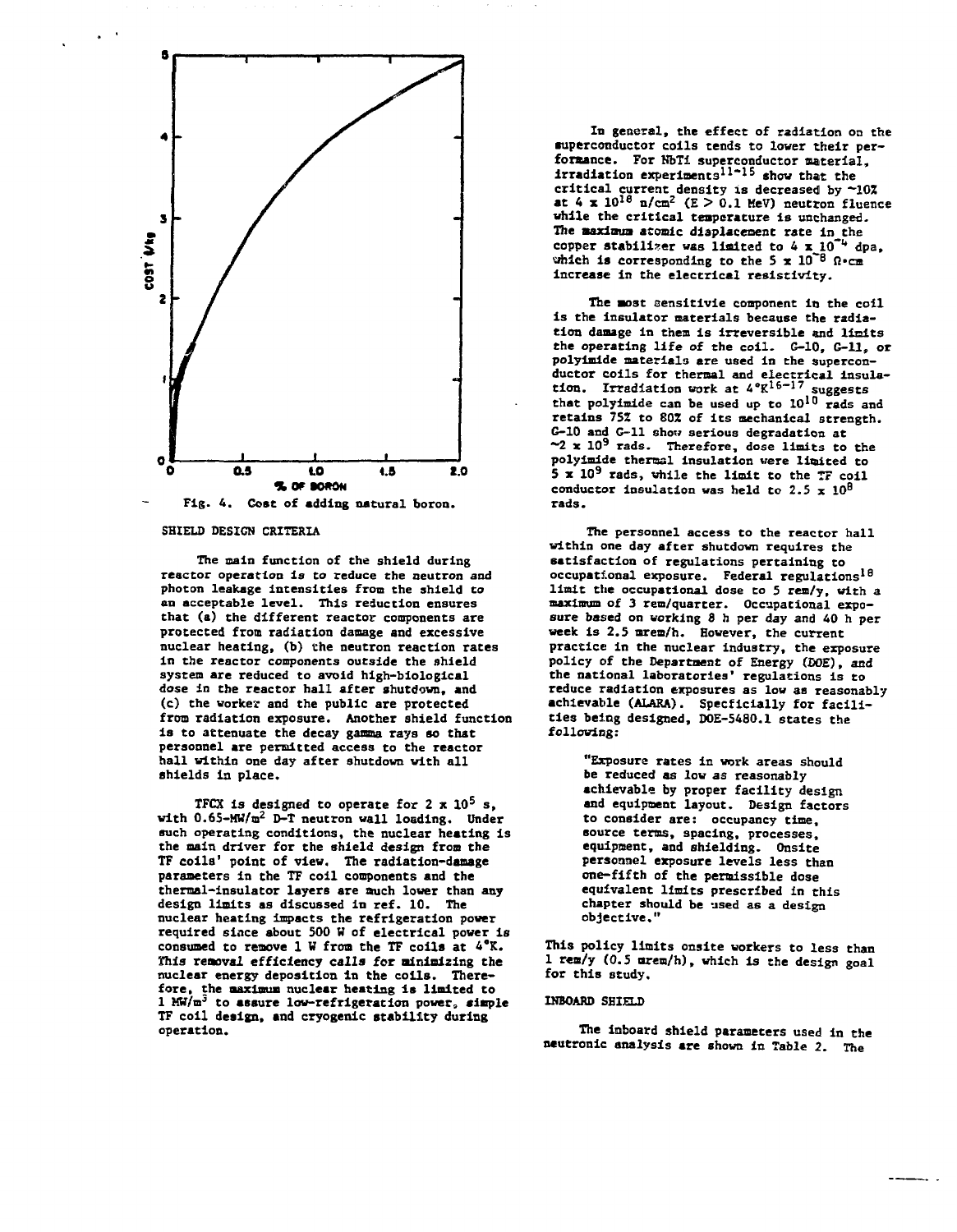Fig. 4. Cost of adding natural boron.

## SHIELD DESIGN CRITERIA

The main function of the shield during reactor operation is to reduce the neutron and photon leakage intensities from the shield to an acceptable level. This reduction ensures that (a) the different reactor components are protected from radiation damage and excessive nuclear heating, (b) the neutron reaction rates in the reactor components outside the shield system are reduced to avoid high-biological dose in the reactor hall after shutdown, and (c) the worker and the public are protected from radiation exposure. Another shield function is to attenuate the decay gamma rays so that personnel are permitted access to the reactor hall within one day after shutdown with all shields in place.

TFCX is designed to operate for $2 \times 10^5$ s, with $0.65\text{-MW/m}^2$ D-T neutron wall loading. Under such operating conditions, the nuclear heating is the main driver for the shield design from the TF coils' point of view. The radiation-damage parameters in the TF coil components and the thermal-insulator layers are much lower than any design limits as discussed in ref. 10. The nuclear heating impacts the refrigeration power required since about 500 W of electrical power is consumed to remove 1 W from the TF coils at 4°K. This removal efficiency calls for minimizing the nuclear energy deposition in the coils. Therefore, the maximum nuclear heating is limited to $1\ \text{MW/m}^3$ to assure low-refrigeration power, simple TF coil design, and cryogenic stability during operation.

In general, the effect of radiation on the superconductor coils tends to lower their performance. For NbTi superconductor material, irradiation experiments[11-15] show that the critical current density is decreased by ~10% at $4 \times 10^{18}\ \text{n/cm}^2$ ($E > 0.1$ MeV) neutron fluence while the critical temperature is unchanged. The maximum atomic displacement rate in the copper stabilizer was limited to $4 \times 10^{-4}$ dpa, which is corresponding to the $5 \times 10^{-8}\ \Omega\cdot\text{cm}$ increase in the electrical resistivity.

The most sensitivie component in the coil is the insulator materials because the radiation damage in them is irreversible and limits the operating life of the coil. G-10, G-11, or polyimide materials are used in the superconductor coils for thermal and electrical insulation. Irradiation work at 4°K[16-17] suggests that polyimide can be used up to $10^{10}$ rads and retains 75% to 80% of its mechanical strength. G-10 and G-11 show serious degradation at $\sim 2 \times 10^9$ rads. Therefore, dose limits to the polyimide thermal insulation were limited to $5 \times 10^9$ rads, while the limit to the TF coil conductor insulation was held to $2.5 \times 10^8$ rads.

The personnel access to the reactor hall within one day after shutdown requires the satisfaction of regulations pertaining to occupational exposure. Federal regulations[18] limit the occupational dose to 5 rem/y, with a maximum of 3 rem/quarter. Occupational exposure based on working 8 h per day and 40 h per week is 2.5 mrem/h. However, the current practice in the nuclear industry, the exposure policy of the Department of Energy (DOE), and the national laboratories' regulations is to reduce radiation exposures as low as reasonably achievable (ALARA). Specficially for facilities being designed, DOE-5480.1 states the following:

> "Exposure rates in work areas should be reduced as low as reasonably achievable by proper facility design and equipment layout. Design factors to consider are: occupancy time, source terms, spacing, processes, equipment, and shielding. Onsite personnel exposure levels less than one-fifth of the permissible dose equivalent limits prescribed in this chapter should be used as a design objective."

This policy limits onsite workers to less than 1 rem/y (0.5 mrem/h), which is the design goal for this study.

## INBOARD SHIELD

The inboard shield parameters used in the neutronic analysis are shown in Table 2. The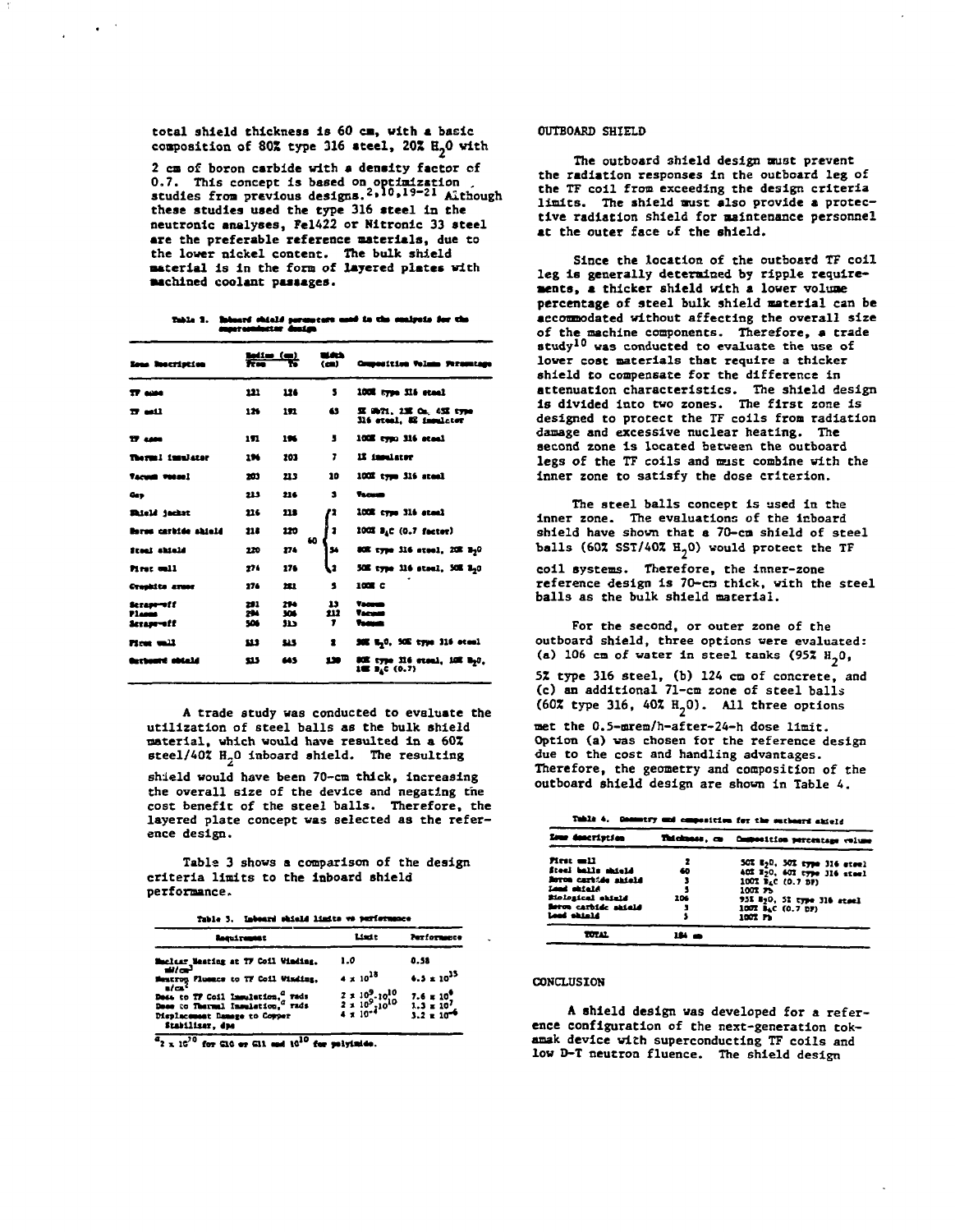total shield thickness is 60 cm, with a basic composition of 80% type 316 steel, 20% $H_2O$ with 2 cm of boron carbide with a density factor of 0.7. This concept is based on optimization studies from previous designs.[2,10,19-21] Although these studies used the type 316 steel in the neutronic analyses, Fe1422 or Nitronic 33 steel are the preferable reference materials, due to the lower nickel content. The bulk shield material is in the form of layered plates with machined coolant passages.

Table 2. Inboard shield parameters used in the analysis for the superconductor design

| Zone Description | Radius (cm) From | Radius (cm) To | Width (cm) | Composition Volume Percentage |
|---|---|---|---|---|
| TF case | 121 | 126 | 5 | 100% type 316 steel |
| TF coil | 126 | 191 | 65 | 5% NbTi, 13% Cu, 45% type 316 steel, 8% insulator |
| TF case | 191 | 196 | 5 | 100% type 316 steel |
| Thermal insulator | 196 | 203 | 7 | 1% insulator |
| Vacuum vessel | 203 | 213 | 10 | 100% type 316 steel |
| Gap | 213 | 216 | 3 | Vacuum |
| Shield jacket | 216 | 218 | 2 (60) | 100% type 316 steel |
| Boron carbide shield | 218 | 220 | 2 (60) | 100% $B_4C$ (0.7 factor) |
| Steel shield | 220 | 274 | 54 (60) | 80% type 316 steel, 20% $H_2O$ |
| First wall | 274 | 276 | 2 (60) | 50% type 316 steel, 50% $H_2O$ |
| Graphite armor | 276 | 281 | 5 | 100% C |
| Scrape-off | 281 | 294 | 13 | Vacuum |
| Plasma | 294 | 506 | 212 | Vacuum |
| Scrape-off | 506 | 513 | 7 | Vacuum |
| First wall | 513 | 515 | 2 | 50% $H_2O$, 50% type 316 steel |
| Outboard shield | 515 | 645 | 130 | 80% type 316 steel, 10% $H_2O$, 10% $B_4C$ (0.7) |

A trade study was conducted to evaluate the utilization of steel balls as the bulk shield material, which would have resulted in a 60% steel/40% $H_2O$ inboard shield. The resulting shield would have been 70-cm thick, increasing the overall size of the device and negating the cost benefit of the steel balls. Therefore, the layered plate concept was selected as the reference design.

Table 3 shows a comparison of the design criteria limits to the inboard shield performance.

Table 3. Inboard shield limits vs performance

| Requirement | Limit | Performance |
|---|---|---|
| Nuclear Heating at TF Coil Winding, $mW/cm^3$ | 1.0 | 0.58 |
| Neutron Fluence to TF Coil Winding, $n/cm^2$ | $4 \times 10^{18}$ | $4.3 \times 10^{15}$ |
| Dose to TF Coil Insulation,[a] rads | $2 \times 10^9$-$10^{10}$ | $7.6 \times 10^6$ |
| Dose to Thermal Insulation,[a] rads | $2 \times 10^9$-$10^{10}$ | $1.3 \times 10^7$ |
| Displacement Damage to Copper Stabilizer, dpa | $4 \times 10^{-4}$ | $3.2 \times 10^{-6}$ |

[a] $2 \times 10^{10}$ for G10 or G11 and $10^{10}$ for polyimide.

## OUTBOARD SHIELD

The outboard shield design must prevent the radiation responses in the outboard leg of the TF coil from exceeding the design criteria limits. The shield must also provide a protective radiation shield for maintenance personnel at the outer face of the shield.

Since the location of the outboard TF coil leg is generally determined by ripple requirements, a thicker shield with a lower volume percentage of steel bulk shield material can be accommodated without affecting the overall size of the machine components. Therefore, a trade study[10] was conducted to evaluate the use of lower cost materials that require a thicker shield to compensate for the difference in attenuation characteristics. The shield design is divided into two zones. The first zone is designed to protect the TF coils from radiation damage and excessive nuclear heating. The second zone is located between the outboard legs of the TF coils and must combine with the inner zone to satisfy the dose criterion.

The steel balls concept is used in the inner zone. The evaluations of the inboard shield have shown that a 70-cm shield of steel balls (60% SST/40% $H_2O$) would protect the TF coil systems. Therefore, the inner-zone reference design is 70-cm thick, with the steel balls as the bulk shield material.

For the second, or outer zone of the outboard shield, three options were evaluated: (a) 106 cm of water in steel tanks (95% $H_2O$, 5% type 316 steel, (b) 124 cm of concrete, and (c) an additional 71-cm zone of steel balls (60% type 316, 40% $H_2O$). All three options met the 0.5-mrem/h-after-24-h dose limit. Option (a) was chosen for the reference design due to the cost and handling advantages. Therefore, the geometry and composition of the outboard shield design are shown in Table 4.

Table 4. Geometry and composition for the outboard shield

| Zone description | Thickness, cm | Composition percentage volume |
|---|---|---|
| First wall | 2 | 50% $H_2O$, 50% type 316 steel |
| Steel balls shield | 60 | 40% $H_2O$, 60% type 316 steel |
| Boron carbide shield | 3 | 100% $B_4C$ (0.7 DF) |
| Lead shield | 5 | 100% Pb |
| Biological shield | 106 | 95% $H_2O$, 5% type 316 steel |
| Boron carbide shield | 3 | 100% $B_4C$ (0.7 DF) |
| Lead shield | 5 | 100% Pb |
| TOTAL | 184 cm | |

## CONCLUSION

A shield design was developed for a reference configuration of the next-generation tokamak device with superconducting TF coils and low D-T neutron fluence. The shield design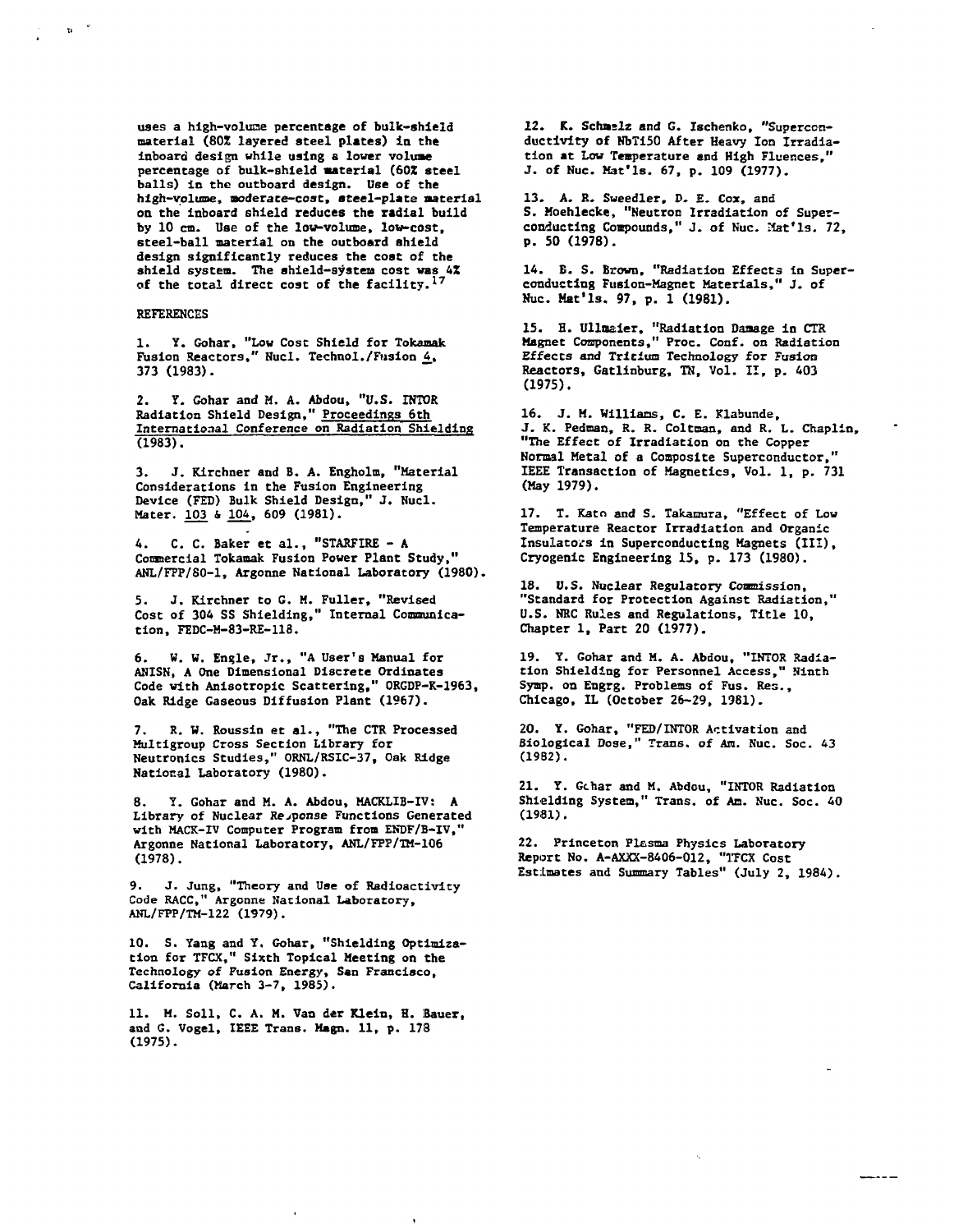uses a high-volume percentage of bulk-shield material (80% layered steel plates) in the inboard design while using a lower volume percentage of bulk-shield material (60% steel balls) in the outboard design. Use of the high-volume, moderate-cost, steel-plate material on the inboard shield reduces the radial build by 10 cm. Use of the low-volume, low-cost, steel-ball material on the outboard shield design significantly reduces the cost of the shield system. The shield-system cost was 4% of the total direct cost of the facility.[17]

## REFERENCES

1. Y. Gohar, "Low Cost Shield for Tokamak Fusion Reactors," Nucl. Technol./Fusion 4, 373 (1983).

2. Y. Gohar and M. A. Abdou, "U.S. INTOR Radiation Shield Design," Proceedings 6th International Conference on Radiation Shielding (1983).

3. J. Kirchner and B. A. Engholm, "Material Considerations in the Fusion Engineering Device (FED) Bulk Shield Design," J. Nucl. Mater. 103 & 104, 609 (1981).

4. C. C. Baker et al., "STARFIRE - A Commercial Tokamak Fusion Power Plant Study," ANL/FPP/80-1, Argonne National Laboratory (1980).

5. J. Kirchner to G. M. Fuller, "Revised Cost of 304 SS Shielding," Internal Communication, FEDC-M-83-RE-118.

6. W. W. Engle, Jr., "A User's Manual for ANISN, A One Dimensional Discrete Ordinates Code with Anisotropic Scattering," ORGDP-K-1963, Oak Ridge Gaseous Diffusion Plant (1967).

7. R. W. Roussin et al., "The CTR Processed Multigroup Cross Section Library for Neutronics Studies," ORNL/RSIC-37, Oak Ridge National Laboratory (1980).

8. Y. Gohar and M. A. Abdou, MACKLIB-IV: A Library of Nuclear Response Functions Generated with MACK-IV Computer Program from ENDF/B-IV," Argonne National Laboratory, ANL/FPP/TM-106 (1978).

9. J. Jung, "Theory and Use of Radioactivity Code RACC," Argonne National Laboratory, ANL/FPP/TM-122 (1979).

10. S. Yang and Y. Gohar, "Shielding Optimization for TFCX," Sixth Topical Meeting on the Technology of Fusion Energy, San Francisco, California (March 3-7, 1985).

11. M. Soll, C. A. M. Van der Klein, H. Bauer, and G. Vogel, IEEE Trans. Magn. 11, p. 178 (1975).

12. K. Schmelz and G. Ischenko, "Superconductivity of NbTi50 After Heavy Ion Irradiation at Low Temperature and High Fluences," J. of Nuc. Mat'ls. 67, p. 109 (1977).

13. A. R. Sweedler, D. E. Cox, and S. Moehlecke, "Neutron Irradiation of Superconducting Compounds," J. of Nuc. Mat'ls. 72, p. 50 (1978).

14. B. S. Brown, "Radiation Effects in Superconducting Fusion-Magnet Materials," J. of Nuc. Mat'ls. 97, p. 1 (1981).

15. H. Ullmaier, "Radiation Damage in CTR Magnet Components," Proc. Conf. on Radiation Effects and Tritium Technology for Fusion Reactors, Gatlinburg, TN, Vol. II, p. 403 (1975).

16. J. M. Williams, C. E. Klabunde, J. K. Pedman, R. R. Coltman, and R. L. Chaplin, "The Effect of Irradiation on the Copper Normal Metal of a Composite Superconductor," IEEE Transaction of Magnetics, Vol. 1, p. 731 (May 1979).

17. T. Kato and S. Takamura, "Effect of Low Temperature Reactor Irradiation and Organic Insulators in Superconducting Magnets (III), Cryogenic Engineering 15, p. 173 (1980).

18. U.S. Nuclear Regulatory Commission, "Standard for Protection Against Radiation," U.S. NRC Rules and Regulations, Title 10, Chapter 1, Part 20 (1977).

19. Y. Gohar and M. A. Abdou, "INTOR Radiation Shielding for Personnel Access," Ninth Symp. on Engrg. Problems of Fus. Res., Chicago, IL (October 26-29, 1981).

20. Y. Gohar, "FED/INTOR Activation and Biological Dose," Trans. of Am. Nuc. Soc. 43 (1982).

21. Y. Gohar and M. Abdou, "INTOR Radiation Shielding System," Trans. of Am. Nuc. Soc. 40 (1981).

22. Princeton Plasma Physics Laboratory Report No. A-AXXX-8406-012, "TFCX Cost Estimates and Summary Tables" (July 2, 1984).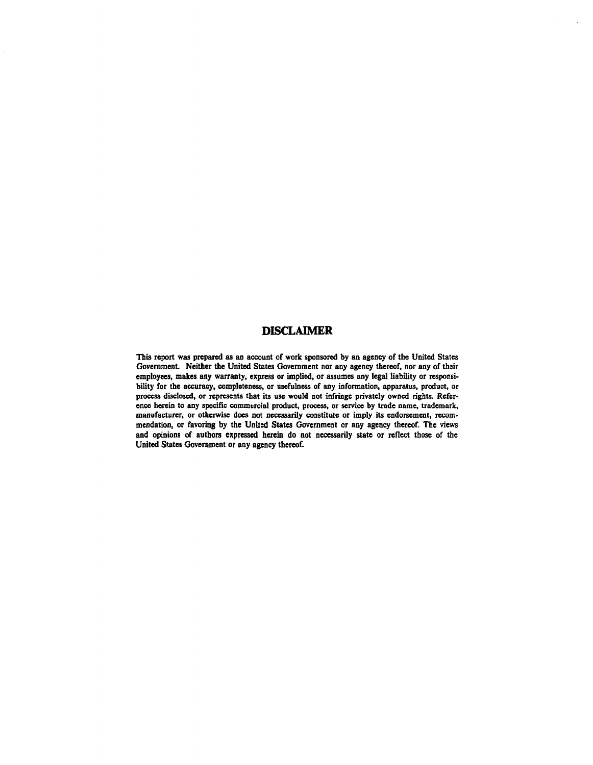# DISCLAIMER

This report was prepared as an account of work sponsored by an agency of the United States Government. Neither the United States Government nor any agency thereof, nor any of their employees, makes any warranty, express or implied, or assumes any legal liability or responsibility for the accuracy, completeness, or usefulness of any information, apparatus, product, or process disclosed, or represents that its use would not infringe privately owned rights. Reference herein to any specific commercial product, process, or service by trade name, trademark, manufacturer, or otherwise does not necessarily constitute or imply its endorsement, recommendation, or favoring by the United States Government or any agency thereof. The views and opinions of authors expressed herein do not necessarily state or reflect those of the United States Government or any agency thereof.